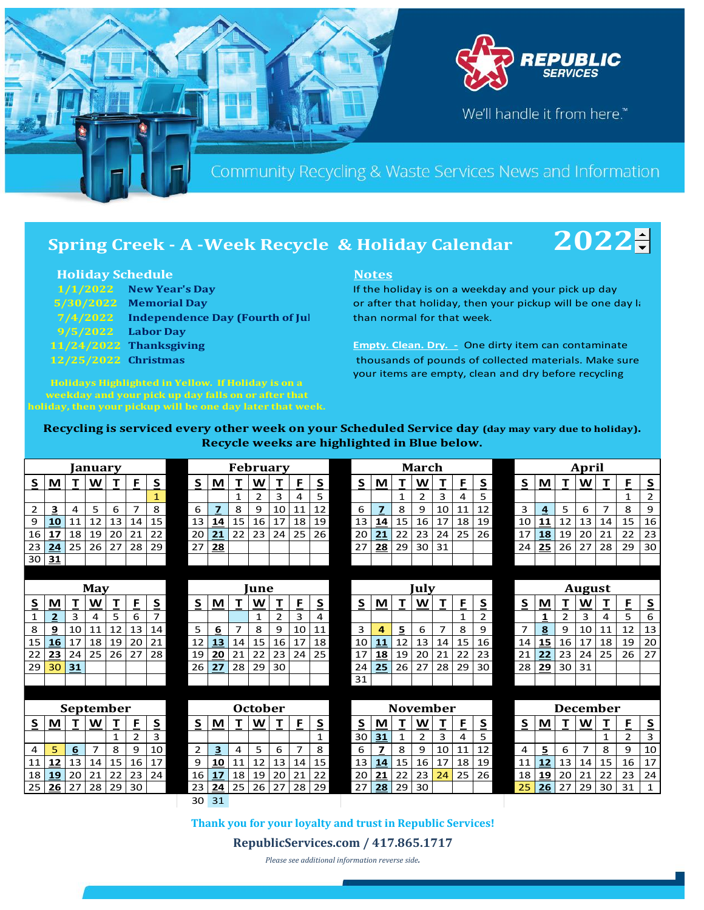REPUBLIC SERVICES

We'll handle it from here.™

Community Recycling & Waste Services News and Information

# Spring Creek - A -Week Recycle & Holiday Calendar 2022

## Holiday Schedule

| Date | Holiday |
|---|---|
| 1/1/2022 | New Year's Day |
| 5/30/2022 | Memorial Day |
| 7/4/2022 | Independence Day (Fourth of Jul |
| 9/5/2022 | Labor Day |
| 11/24/2022 | Thanksgiving |
| 12/25/2022 | Christmas |

Holidays Highlighted in Yellow. If Holiday is on a weekday and your pick up day falls on or after that holiday, then your pickup will be one day later that week.

## Notes

If the holiday is on a weekday and your pick up day or after that holiday, then your pickup will be one day l than normal for that week.

**Empty. Clean. Dry. -** One dirty item can contaminate thousands of pounds of collected materials. Make sure your items are empty, clean and dry before recycling

**Recycling is serviced every other week on your Scheduled Service day (day may vary due to holiday). Recycle weeks are highlighted in Blue below.**

### January

| S | M | T | W | T | F | S |
|---|---|---|---|---|---|---|
| | | | | | | 1 |
| 2 | **3** | 4 | 5 | 6 | 7 | 8 |
| 9 | **10** | 11 | 12 | 13 | 14 | 15 |
| 16 | **17** | 18 | 19 | 20 | 21 | 22 |
| 23 | **24** | 25 | 26 | 27 | 28 | 29 |
| 30 | **31** | | | | | |

### February

| S | M | T | W | T | F | S |
|---|---|---|---|---|---|---|
| | | 1 | 2 | 3 | 4 | 5 |
| 6 | **7** | 8 | 9 | 10 | 11 | 12 |
| 13 | **14** | 15 | 16 | 17 | 18 | 19 |
| 20 | **21** | 22 | 23 | 24 | 25 | 26 |
| 27 | **28** | | | | | |

### March

| S | M | T | W | T | F | S |
|---|---|---|---|---|---|---|
| | | 1 | 2 | 3 | 4 | 5 |
| 6 | **7** | 8 | 9 | 10 | 11 | 12 |
| 13 | **14** | 15 | 16 | 17 | 18 | 19 |
| 20 | **21** | 22 | 23 | 24 | 25 | 26 |
| 27 | **28** | 29 | 30 | 31 | | |

### April

| S | M | T | W | T | F | S |
|---|---|---|---|---|---|---|
| | | | | | 1 | 2 |
| 3 | **4** | 5 | 6 | 7 | 8 | 9 |
| 10 | **11** | 12 | 13 | 14 | 15 | 16 |
| 17 | **18** | 19 | 20 | 21 | 22 | 23 |
| 24 | **25** | 26 | 27 | 28 | 29 | 30 |

### May

| S | M | T | W | T | F | S |
|---|---|---|---|---|---|---|
| 1 | **2** | 3 | 4 | 5 | 6 | 7 |
| 8 | **9** | 10 | 11 | 12 | 13 | 14 |
| 15 | **16** | 17 | 18 | 19 | 20 | 21 |
| 22 | **23** | 24 | 25 | 26 | 27 | 28 |
| 29 | 30 | **31** | | | | |

### June

| S | M | T | W | T | F | S |
|---|---|---|---|---|---|---|
| | | | 1 | 2 | 3 | 4 |
| 5 | **6** | 7 | 8 | 9 | 10 | 11 |
| 12 | **13** | 14 | 15 | 16 | 17 | 18 |
| 19 | **20** | 21 | 22 | 23 | 24 | 25 |
| 26 | **27** | 28 | 29 | 30 | | |

### July

| S | M | T | W | T | F | S |
|---|---|---|---|---|---|---|
| | | | | | 1 | 2 |
| 3 | 4 | **5** | 6 | 7 | 8 | 9 |
| 10 | **11** | 12 | 13 | 14 | 15 | 16 |
| 17 | **18** | 19 | 20 | 21 | 22 | 23 |
| 24 | **25** | 26 | 27 | 28 | 29 | 30 |
| 31 | | | | | | |

### August

| S | M | T | W | T | F | S |
|---|---|---|---|---|---|---|
| | **1** | 2 | 3 | 4 | 5 | 6 |
| 7 | **8** | 9 | 10 | 11 | 12 | 13 |
| 14 | **15** | 16 | 17 | 18 | 19 | 20 |
| 21 | **22** | 23 | 24 | 25 | 26 | 27 |
| 28 | **29** | 30 | 31 | | | |

### September

| S | M | T | W | T | F | S |
|---|---|---|---|---|---|---|
| | | | | 1 | 2 | 3 |
| 4 | 5 | **6** | 7 | 8 | 9 | 10 |
| 11 | **12** | 13 | 14 | 15 | 16 | 17 |
| 18 | **19** | 20 | 21 | 22 | 23 | 24 |
| 25 | **26** | 27 | 28 | 29 | 30 | |

### October

| S | M | T | W | T | F | S |
|---|---|---|---|---|---|---|
| | | | | | | 1 |
| 2 | **3** | 4 | 5 | 6 | 7 | 8 |
| 9 | **10** | 11 | 12 | 13 | 14 | 15 |
| 16 | **17** | 18 | 19 | 20 | 21 | 22 |
| 23 | **24** | 25 | 26 | 27 | 28 | 29 |
| 30 | 31 | | | | | |

### November

| S | M | T | W | T | F | S |
|---|---|---|---|---|---|---|
| 30 | **31** | 1 | 2 | 3 | 4 | 5 |
| 6 | **7** | 8 | 9 | 10 | 11 | 12 |
| 13 | **14** | 15 | 16 | 17 | 18 | 19 |
| 20 | **21** | 22 | 23 | 24 | 25 | 26 |
| 27 | **28** | 29 | 30 | | | |

### December

| S | M | T | W | T | F | S |
|---|---|---|---|---|---|---|
| | | | | 1 | 2 | 3 |
| 4 | **5** | 6 | 7 | 8 | 9 | 10 |
| 11 | **12** | 13 | 14 | 15 | 16 | 17 |
| 18 | **19** | 20 | 21 | 22 | 23 | 24 |
| 25 | **26** | 27 | 29 | 30 | 31 | 1 |

**Thank you for your loyalty and trust in Republic Services!**

**RepublicServices.com / 417.865.1717**

*Please see additional information reverse side.*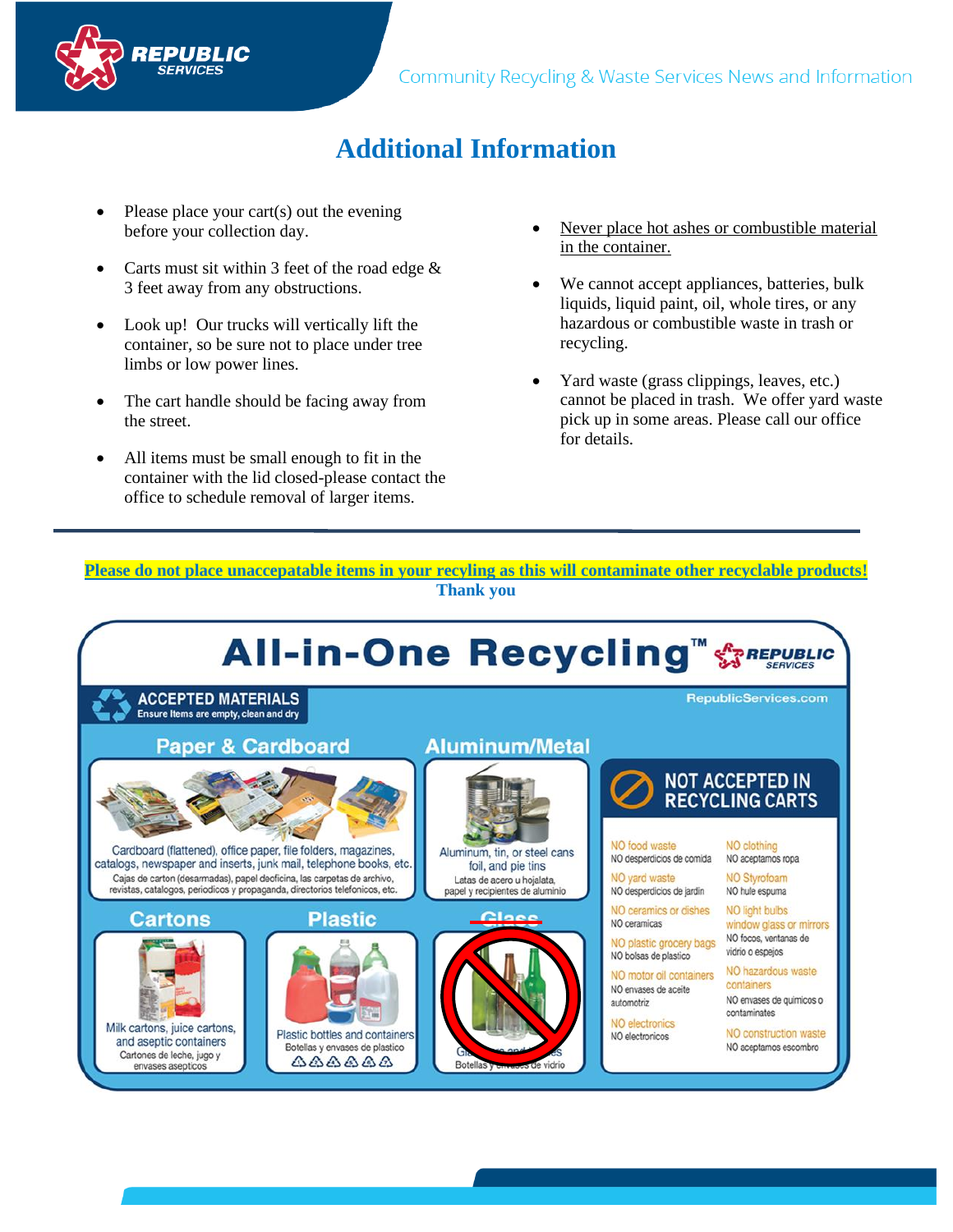# Additional Information

- Please place your cart(s) out the evening before your collection day.
- Carts must sit within 3 feet of the road edge & 3 feet away from any obstructions.
- Look up! Our trucks will vertically lift the container, so be sure not to place under tree limbs or low power lines.
- The cart handle should be facing away from the street.
- All items must be small enough to fit in the container with the lid closed-please contact the office to schedule removal of larger items.
- Never place hot ashes or combustible material in the container.
- We cannot accept appliances, batteries, bulk liquids, liquid paint, oil, whole tires, or any hazardous or combustible waste in trash or recycling.
- Yard waste (grass clippings, leaves, etc.) cannot be placed in trash. We offer yard waste pick up in some areas. Please call our office for details.

**Please do not place unaccepatable items in your recyling as this will contaminate other recyclable products!**

**Thank you**

## All-in-One Recycling™

REPUBLIC SERVICES

**ACCEPTED MATERIALS**
Ensure items are empty, clean and dry

RepublicServices.com

### Paper & Cardboard

Cardboard (flattened), office paper, file folders, magazines, catalogs, newspaper and inserts, junk mail, telephone books, etc.
Cajas de carton (desarmadas), papel deoficina, las carpetas de archivo, revistas, catalogos, periodicos y propaganda, directorios telefonicos, etc.

### Aluminum/Metal

Aluminum, tin, or steel cans foil, and pie tins
Latas de acero u hojalata, papel y recipientes de aluminio

### Cartons

Milk cartons, juice cartons, and aseptic containers
Cartones de leche, jugo y envases asepticos

### Plastic

Plastic bottles and containers
Botellas y envases de plastico

### ~~Glass~~

Glass bottles and jars
Botellas y envases de vidrio

### NOT ACCEPTED IN RECYCLING CARTS

- NO food waste
  NO desperdicios de comida
- NO yard waste
  NO desperdicios de jardin
- NO ceramics or dishes
  NO ceramicas
- NO plastic grocery bags
  NO bolsas de plastico
- NO motor oil containers
  NO envases de aceite automotriz
- NO electronics
  NO electronicos
- NO clothing
  NO aceptamos ropa
- NO Styrofoam
  NO hule espuma
- NO light bulbs window glass or mirrors
  NO focos, ventanas de vidrio o espejos
- NO hazardous waste containers
  NO envases de quimicos o contaminates
- NO construction waste
  NO aceptamos escombro